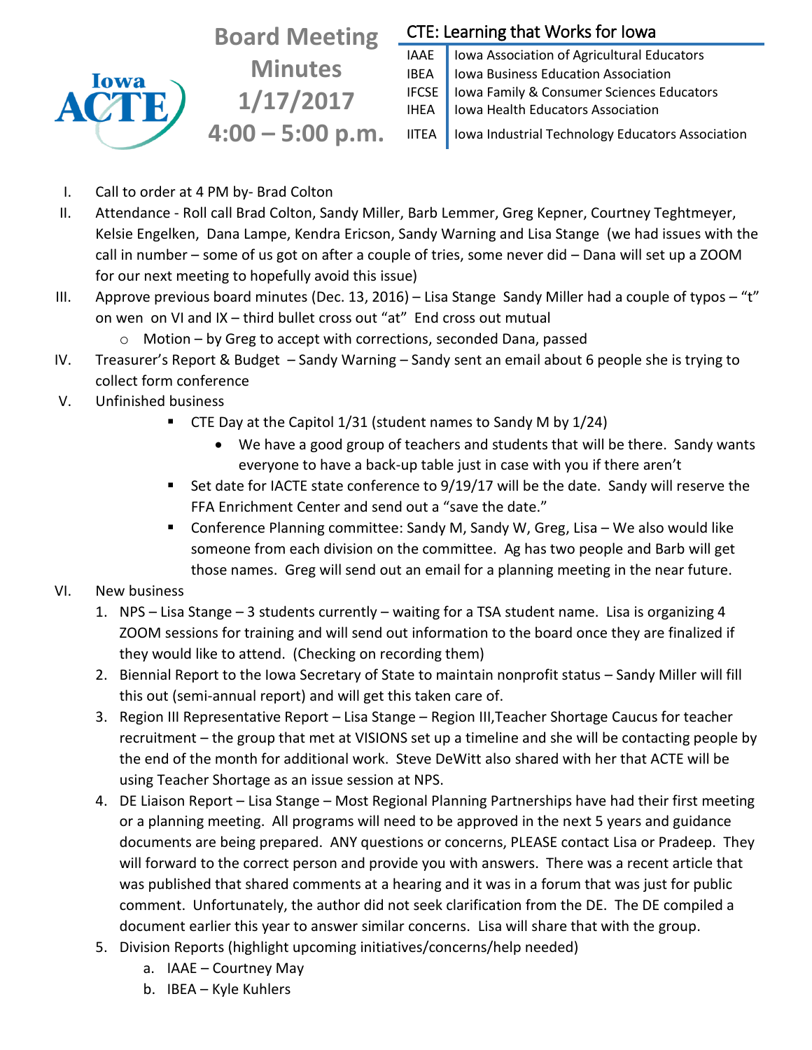# Board Meeting Minutes 1/17/2017 4:00 – 5:00 p.m.

Iowa ACTE

**CTE: Learning that Works for Iowa**

| | |
|---|---|
| IAAE | Iowa Association of Agricultural Educators |
| IBEA | Iowa Business Education Association |
| IFCSE | Iowa Family & Consumer Sciences Educators |
| IHEA | Iowa Health Educators Association |
| IITEA | Iowa Industrial Technology Educators Association |

I. Call to order at 4 PM by- Brad Colton

II. Attendance - Roll call Brad Colton, Sandy Miller, Barb Lemmer, Greg Kepner, Courtney Teghtmeyer, Kelsie Engelken, Dana Lampe, Kendra Ericson, Sandy Warning and Lisa Stange (we had issues with the call in number – some of us got on after a couple of tries, some never did – Dana will set up a ZOOM for our next meeting to hopefully avoid this issue)

III. Approve previous board minutes (Dec. 13, 2016) – Lisa Stange Sandy Miller had a couple of typos – "t" on wen on VI and IX – third bullet cross out "at" End cross out mutual
   - Motion – by Greg to accept with corrections, seconded Dana, passed

IV. Treasurer's Report & Budget – Sandy Warning – Sandy sent an email about 6 people she is trying to collect form conference

V. Unfinished business
   - CTE Day at the Capitol 1/31 (student names to Sandy M by 1/24)
     - We have a good group of teachers and students that will be there. Sandy wants everyone to have a back-up table just in case with you if there aren't
   - Set date for IACTE state conference to 9/19/17 will be the date. Sandy will reserve the FFA Enrichment Center and send out a "save the date."
   - Conference Planning committee: Sandy M, Sandy W, Greg, Lisa – We also would like someone from each division on the committee. Ag has two people and Barb will get those names. Greg will send out an email for a planning meeting in the near future.

VI. New business
   1. NPS – Lisa Stange – 3 students currently – waiting for a TSA student name. Lisa is organizing 4 ZOOM sessions for training and will send out information to the board once they are finalized if they would like to attend. (Checking on recording them)
   2. Biennial Report to the Iowa Secretary of State to maintain nonprofit status – Sandy Miller will fill this out (semi-annual report) and will get this taken care of.
   3. Region III Representative Report – Lisa Stange – Region III,Teacher Shortage Caucus for teacher recruitment – the group that met at VISIONS set up a timeline and she will be contacting people by the end of the month for additional work. Steve DeWitt also shared with her that ACTE will be using Teacher Shortage as an issue session at NPS.
   4. DE Liaison Report – Lisa Stange – Most Regional Planning Partnerships have had their first meeting or a planning meeting. All programs will need to be approved in the next 5 years and guidance documents are being prepared. ANY questions or concerns, PLEASE contact Lisa or Pradeep. They will forward to the correct person and provide you with answers. There was a recent article that was published that shared comments at a hearing and it was in a forum that was just for public comment. Unfortunately, the author did not seek clarification from the DE. The DE compiled a document earlier this year to answer similar concerns. Lisa will share that with the group.
   5. Division Reports (highlight upcoming initiatives/concerns/help needed)
      a. IAAE – Courtney May
      b. IBEA – Kyle Kuhlers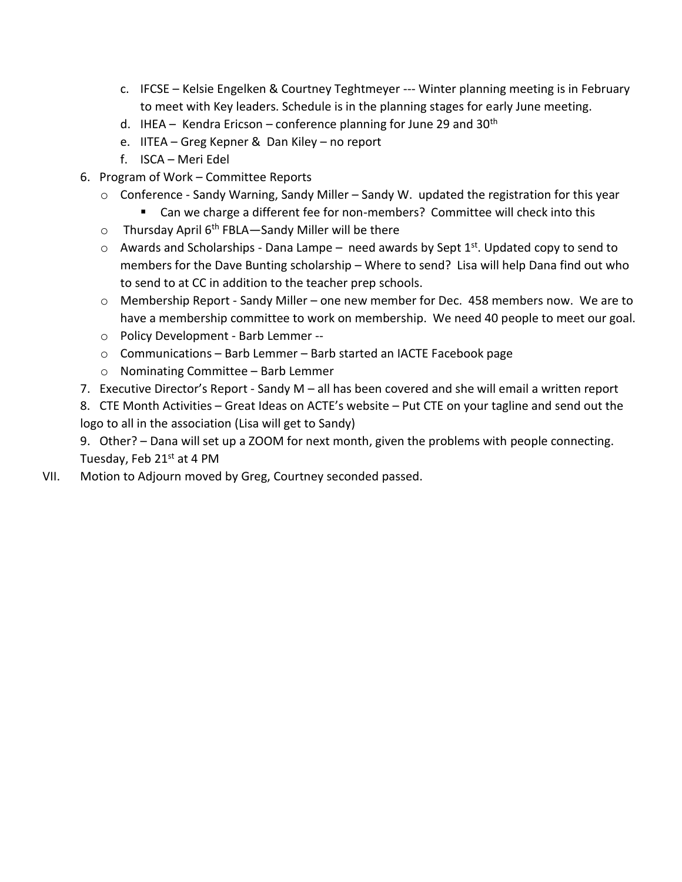c. IFCSE – Kelsie Engelken & Courtney Teghtmeyer --- Winter planning meeting is in February to meet with Key leaders. Schedule is in the planning stages for early June meeting.
   d. IHEA – Kendra Ericson – conference planning for June 29 and 30th
   e. IITEA – Greg Kepner & Dan Kiley – no report
   f. ISCA – Meri Edel

6. Program of Work – Committee Reports
   - Conference - Sandy Warning, Sandy Miller – Sandy W. updated the registration for this year
     - Can we charge a different fee for non-members? Committee will check into this
   - Thursday April 6th FBLA—Sandy Miller will be there
   - Awards and Scholarships - Dana Lampe – need awards by Sept 1st. Updated copy to send to members for the Dave Bunting scholarship – Where to send? Lisa will help Dana find out who to send to at CC in addition to the teacher prep schools.
   - Membership Report - Sandy Miller – one new member for Dec. 458 members now. We are to have a membership committee to work on membership. We need 40 people to meet our goal.
   - Policy Development - Barb Lemmer --
   - Communications – Barb Lemmer – Barb started an IACTE Facebook page
   - Nominating Committee – Barb Lemmer
7. Executive Director's Report - Sandy M – all has been covered and she will email a written report
8. CTE Month Activities – Great Ideas on ACTE's website – Put CTE on your tagline and send out the logo to all in the association (Lisa will get to Sandy)
9. Other? – Dana will set up a ZOOM for next month, given the problems with people connecting. Tuesday, Feb 21st at 4 PM

VII. Motion to Adjourn moved by Greg, Courtney seconded passed.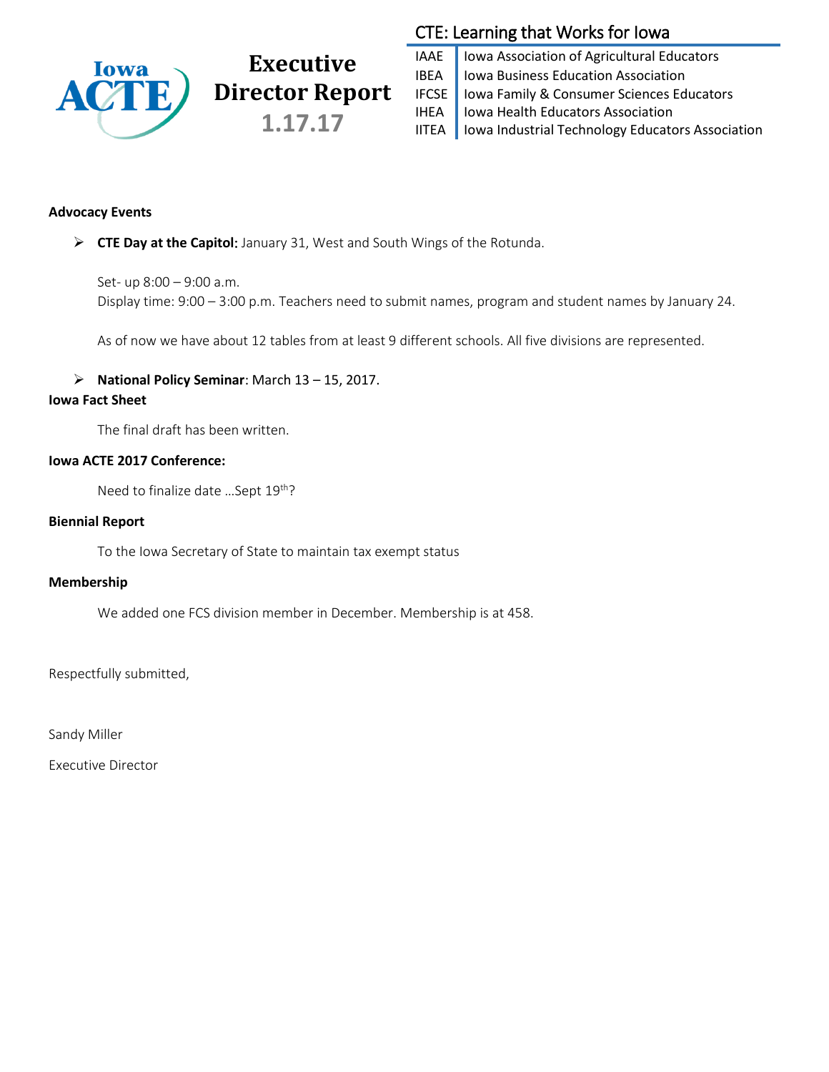Iowa ACTE

# Executive Director Report

## 1.17.17

CTE: Learning that Works for Iowa

| | |
|---|---|
| IAAE | Iowa Association of Agricultural Educators |
| IBEA | Iowa Business Education Association |
| IFCSE | Iowa Family & Consumer Sciences Educators |
| IHEA | Iowa Health Educators Association |
| IITEA | Iowa Industrial Technology Educators Association |

**Advocacy Events**

- **CTE Day at the Capitol:** January 31, West and South Wings of the Rotunda.

  Set- up 8:00 – 9:00 a.m.
  Display time: 9:00 – 3:00 p.m. Teachers need to submit names, program and student names by January 24.

  As of now we have about 12 tables from at least 9 different schools. All five divisions are represented.

- **National Policy Seminar**: March 13 – 15, 2017.

**Iowa Fact Sheet**

The final draft has been written.

**Iowa ACTE 2017 Conference:**

Need to finalize date …Sept 19th?

**Biennial Report**

To the Iowa Secretary of State to maintain tax exempt status

**Membership**

We added one FCS division member in December. Membership is at 458.

Respectfully submitted,

Sandy Miller

Executive Director